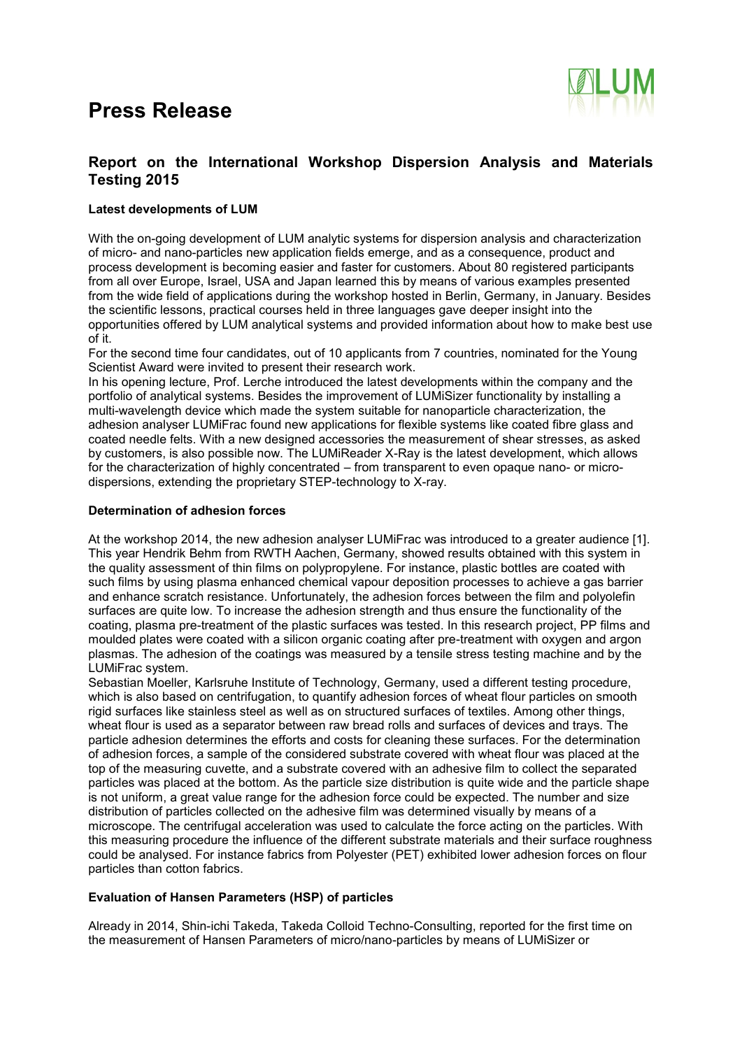# Press Release

## Report on the International Workshop Dispersion Analysis and Materials Testing 2015

### Latest developments of LUM

With the on-going development of LUM analytic systems for dispersion analysis and characterization of micro- and nano-particles new application fields emerge, and as a consequence, product and process development is becoming easier and faster for customers. About 80 registered participants from all over Europe, Israel, USA and Japan learned this by means of various examples presented from the wide field of applications during the workshop hosted in Berlin, Germany, in January. Besides the scientific lessons, practical courses held in three languages gave deeper insight into the opportunities offered by LUM analytical systems and provided information about how to make best use of it.

For the second time four candidates, out of 10 applicants from 7 countries, nominated for the Young Scientist Award were invited to present their research work.

In his opening lecture, Prof. Lerche introduced the latest developments within the company and the portfolio of analytical systems. Besides the improvement of LUMiSizer functionality by installing a multi-wavelength device which made the system suitable for nanoparticle characterization, the adhesion analyser LUMiFrac found new applications for flexible systems like coated fibre glass and coated needle felts. With a new designed accessories the measurement of shear stresses, as asked by customers, is also possible now. The LUMiReader X-Ray is the latest development, which allows for the characterization of highly concentrated – from transparent to even opaque nano- or micro-dispersions, extending the proprietary STEP-technology to X-ray.

### Determination of adhesion forces

At the workshop 2014, the new adhesion analyser LUMiFrac was introduced to a greater audience [1]. This year Hendrik Behm from RWTH Aachen, Germany, showed results obtained with this system in the quality assessment of thin films on polypropylene. For instance, plastic bottles are coated with such films by using plasma enhanced chemical vapour deposition processes to achieve a gas barrier and enhance scratch resistance. Unfortunately, the adhesion forces between the film and polyolefin surfaces are quite low. To increase the adhesion strength and thus ensure the functionality of the coating, plasma pre-treatment of the plastic surfaces was tested. In this research project, PP films and moulded plates were coated with a silicon organic coating after pre-treatment with oxygen and argon plasmas. The adhesion of the coatings was measured by a tensile stress testing machine and by the LUMiFrac system.

Sebastian Moeller, Karlsruhe Institute of Technology, Germany, used a different testing procedure, which is also based on centrifugation, to quantify adhesion forces of wheat flour particles on smooth rigid surfaces like stainless steel as well as on structured surfaces of textiles. Among other things, wheat flour is used as a separator between raw bread rolls and surfaces of devices and trays. The particle adhesion determines the efforts and costs for cleaning these surfaces. For the determination of adhesion forces, a sample of the considered substrate covered with wheat flour was placed at the top of the measuring cuvette, and a substrate covered with an adhesive film to collect the separated particles was placed at the bottom. As the particle size distribution is quite wide and the particle shape is not uniform, a great value range for the adhesion force could be expected. The number and size distribution of particles collected on the adhesive film was determined visually by means of a microscope. The centrifugal acceleration was used to calculate the force acting on the particles. With this measuring procedure the influence of the different substrate materials and their surface roughness could be analysed. For instance fabrics from Polyester (PET) exhibited lower adhesion forces on flour particles than cotton fabrics.

### Evaluation of Hansen Parameters (HSP) of particles

Already in 2014, Shin-ichi Takeda, Takeda Colloid Techno-Consulting, reported for the first time on the measurement of Hansen Parameters of micro/nano-particles by means of LUMiSizer or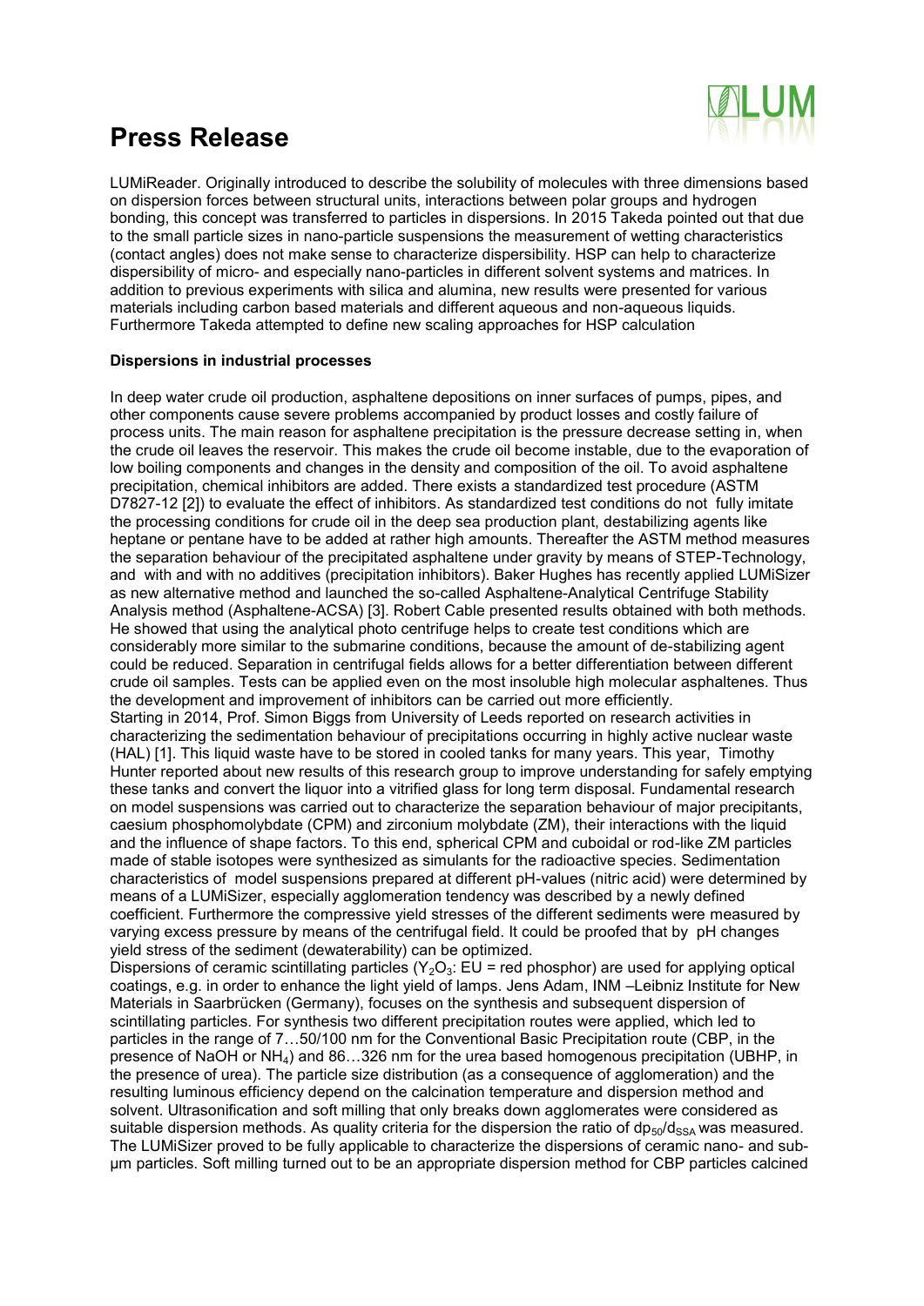LUMiReader. Originally introduced to describe the solubility of molecules with three dimensions based on dispersion forces between structural units, interactions between polar groups and hydrogen bonding, this concept was transferred to particles in dispersions. In 2015 Takeda pointed out that due to the small particle sizes in nano-particle suspensions the measurement of wetting characteristics (contact angles) does not make sense to characterize dispersibility. HSP can help to characterize dispersibility of micro- and especially nano-particles in different solvent systems and matrices. In addition to previous experiments with silica and alumina, new results were presented for various materials including carbon based materials and different aqueous and non-aqueous liquids. Furthermore Takeda attempted to define new scaling approaches for HSP calculation

**Dispersions in industrial processes**

In deep water crude oil production, asphaltene depositions on inner surfaces of pumps, pipes, and other components cause severe problems accompanied by product losses and costly failure of process units. The main reason for asphaltene precipitation is the pressure decrease setting in, when the crude oil leaves the reservoir. This makes the crude oil become instable, due to the evaporation of low boiling components and changes in the density and composition of the oil. To avoid asphaltene precipitation, chemical inhibitors are added. There exists a standardized test procedure (ASTM D7827-12 [2]) to evaluate the effect of inhibitors. As standardized test conditions do not fully imitate the processing conditions for crude oil in the deep sea production plant, destabilizing agents like heptane or pentane have to be added at rather high amounts. Thereafter the ASTM method measures the separation behaviour of the precipitated asphaltene under gravity by means of STEP-Technology, and with and with no additives (precipitation inhibitors). Baker Hughes has recently applied LUMiSizer as new alternative method and launched the so-called Asphaltene-Analytical Centrifuge Stability Analysis method (Asphaltene-ACSA) [3]. Robert Cable presented results obtained with both methods. He showed that using the analytical photo centrifuge helps to create test conditions which are considerably more similar to the submarine conditions, because the amount of de-stabilizing agent could be reduced. Separation in centrifugal fields allows for a better differentiation between different crude oil samples. Tests can be applied even on the most insoluble high molecular asphaltenes. Thus the development and improvement of inhibitors can be carried out more efficiently.

Starting in 2014, Prof. Simon Biggs from University of Leeds reported on research activities in characterizing the sedimentation behaviour of precipitations occurring in highly active nuclear waste (HAL) [1]. This liquid waste have to be stored in cooled tanks for many years. This year, Timothy Hunter reported about new results of this research group to improve understanding for safely emptying these tanks and convert the liquor into a vitrified glass for long term disposal. Fundamental research on model suspensions was carried out to characterize the separation behaviour of major precipitants, caesium phosphomolybdate (CPM) and zirconium molybdate (ZM), their interactions with the liquid and the influence of shape factors. To this end, spherical CPM and cuboidal or rod-like ZM particles made of stable isotopes were synthesized as simulants for the radioactive species. Sedimentation characteristics of model suspensions prepared at different pH-values (nitric acid) were determined by means of a LUMiSizer, especially agglomeration tendency was described by a newly defined coefficient. Furthermore the compressive yield stresses of the different sediments were measured by varying excess pressure by means of the centrifugal field. It could be proofed that by pH changes yield stress of the sediment (dewaterability) can be optimized.

Dispersions of ceramic scintillating particles ($Y_2O_3$: EU = red phosphor) are used for applying optical coatings, e.g. in order to enhance the light yield of lamps. Jens Adam, INM –Leibniz Institute for New Materials in Saarbrücken (Germany), focuses on the synthesis and subsequent dispersion of scintillating particles. For synthesis two different precipitation routes were applied, which led to particles in the range of 7…50/100 nm for the Conventional Basic Precipitation route (CBP, in the presence of NaOH or $NH_4$) and 86…326 nm for the urea based homogenous precipitation (UBHP, in the presence of urea). The particle size distribution (as a consequence of agglomeration) and the resulting luminous efficiency depend on the calcination temperature and dispersion method and solvent. Ultrasonification and soft milling that only breaks down agglomerates were considered as suitable dispersion methods. As quality criteria for the dispersion the ratio of $dp_{50}/d_{SSA}$ was measured. The LUMiSizer proved to be fully applicable to characterize the dispersions of ceramic nano- and sub-µm particles. Soft milling turned out to be an appropriate dispersion method for CBP particles calcined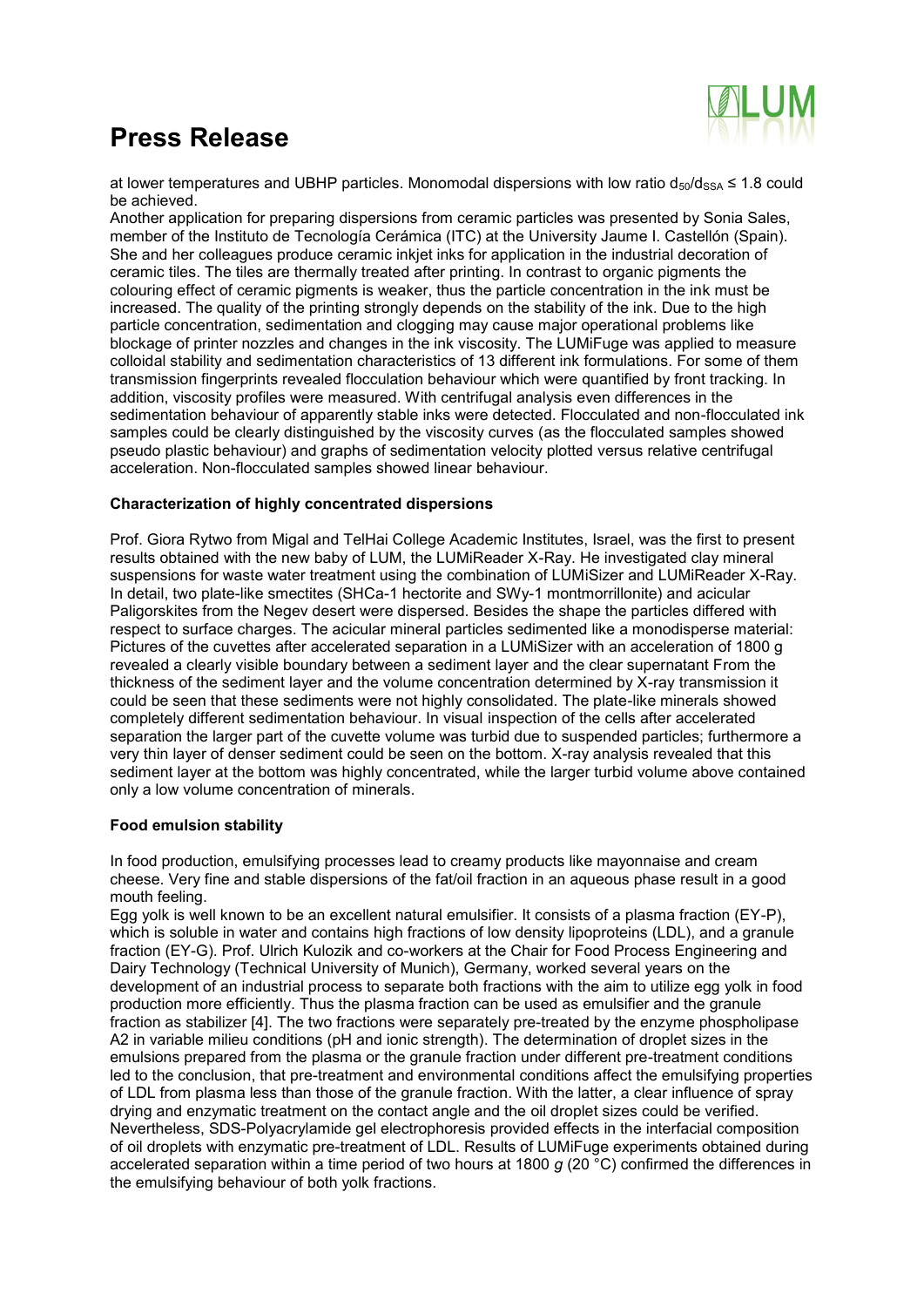at lower temperatures and UBHP particles. Monomodal dispersions with low ratio $d_{50}/d_{SSA} \leq 1.8$ could be achieved.
Another application for preparing dispersions from ceramic particles was presented by Sonia Sales, member of the Instituto de Tecnología Cerámica (ITC) at the University Jaume I. Castellón (Spain). She and her colleagues produce ceramic inkjet inks for application in the industrial decoration of ceramic tiles. The tiles are thermally treated after printing. In contrast to organic pigments the colouring effect of ceramic pigments is weaker, thus the particle concentration in the ink must be increased. The quality of the printing strongly depends on the stability of the ink. Due to the high particle concentration, sedimentation and clogging may cause major operational problems like blockage of printer nozzles and changes in the ink viscosity. The LUMiFuge was applied to measure colloidal stability and sedimentation characteristics of 13 different ink formulations. For some of them transmission fingerprints revealed flocculation behaviour which were quantified by front tracking. In addition, viscosity profiles were measured. With centrifugal analysis even differences in the sedimentation behaviour of apparently stable inks were detected. Flocculated and non-flocculated ink samples could be clearly distinguished by the viscosity curves (as the flocculated samples showed pseudo plastic behaviour) and graphs of sedimentation velocity plotted versus relative centrifugal acceleration. Non-flocculated samples showed linear behaviour.

**Characterization of highly concentrated dispersions**

Prof. Giora Rytwo from Migal and TelHai College Academic Institutes, Israel, was the first to present results obtained with the new baby of LUM, the LUMiReader X-Ray. He investigated clay mineral suspensions for waste water treatment using the combination of LUMiSizer and LUMiReader X-Ray. In detail, two plate-like smectites (SHCa-1 hectorite and SWy-1 montmorrillonite) and acicular Paligorskites from the Negev desert were dispersed. Besides the shape the particles differed with respect to surface charges. The acicular mineral particles sedimented like a monodisperse material: Pictures of the cuvettes after accelerated separation in a LUMiSizer with an acceleration of 1800 g revealed a clearly visible boundary between a sediment layer and the clear supernatant From the thickness of the sediment layer and the volume concentration determined by X-ray transmission it could be seen that these sediments were not highly consolidated. The plate-like minerals showed completely different sedimentation behaviour. In visual inspection of the cells after accelerated separation the larger part of the cuvette volume was turbid due to suspended particles; furthermore a very thin layer of denser sediment could be seen on the bottom. X-ray analysis revealed that this sediment layer at the bottom was highly concentrated, while the larger turbid volume above contained only a low volume concentration of minerals.

**Food emulsion stability**

In food production, emulsifying processes lead to creamy products like mayonnaise and cream cheese. Very fine and stable dispersions of the fat/oil fraction in an aqueous phase result in a good mouth feeling.
Egg yolk is well known to be an excellent natural emulsifier. It consists of a plasma fraction (EY-P), which is soluble in water and contains high fractions of low density lipoproteins (LDL), and a granule fraction (EY-G). Prof. Ulrich Kulozik and co-workers at the Chair for Food Process Engineering and Dairy Technology (Technical University of Munich), Germany, worked several years on the development of an industrial process to separate both fractions with the aim to utilize egg yolk in food production more efficiently. Thus the plasma fraction can be used as emulsifier and the granule fraction as stabilizer [4]. The two fractions were separately pre-treated by the enzyme phospholipase A2 in variable milieu conditions (pH and ionic strength). The determination of droplet sizes in the emulsions prepared from the plasma or the granule fraction under different pre-treatment conditions led to the conclusion, that pre-treatment and environmental conditions affect the emulsifying properties of LDL from plasma less than those of the granule fraction. With the latter, a clear influence of spray drying and enzymatic treatment on the contact angle and the oil droplet sizes could be verified. Nevertheless, SDS-Polyacrylamide gel electrophoresis provided effects in the interfacial composition of oil droplets with enzymatic pre-treatment of LDL. Results of LUMiFuge experiments obtained during accelerated separation within a time period of two hours at 1800 *g* (20 °C) confirmed the differences in the emulsifying behaviour of both yolk fractions.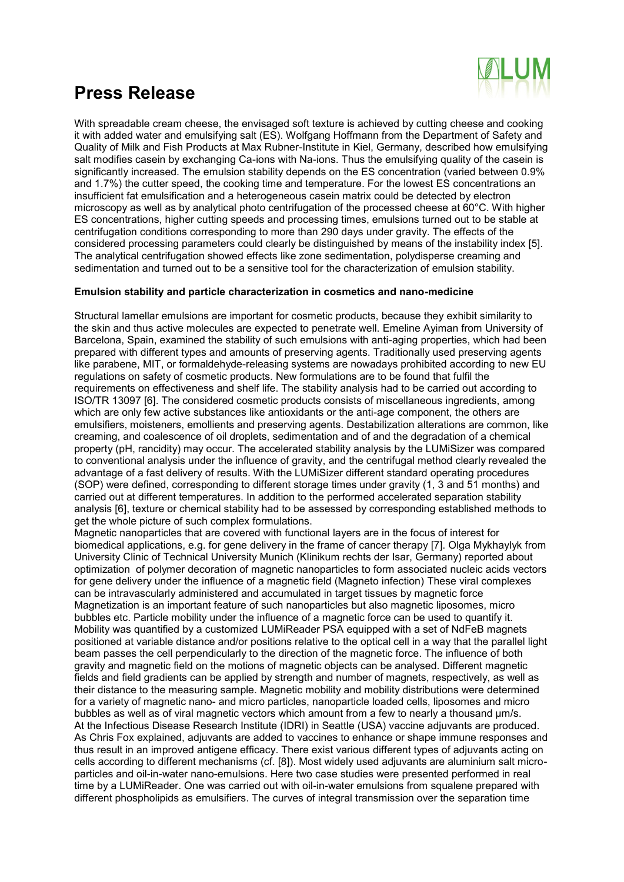# Press Release

With spreadable cream cheese, the envisaged soft texture is achieved by cutting cheese and cooking it with added water and emulsifying salt (ES). Wolfgang Hoffmann from the Department of Safety and Quality of Milk and Fish Products at Max Rubner-Institute in Kiel, Germany, described how emulsifying salt modifies casein by exchanging Ca-ions with Na-ions. Thus the emulsifying quality of the casein is significantly increased. The emulsion stability depends on the ES concentration (varied between 0.9% and 1.7%) the cutter speed, the cooking time and temperature. For the lowest ES concentrations an insufficient fat emulsification and a heterogeneous casein matrix could be detected by electron microscopy as well as by analytical photo centrifugation of the processed cheese at 60°C. With higher ES concentrations, higher cutting speeds and processing times, emulsions turned out to be stable at centrifugation conditions corresponding to more than 290 days under gravity. The effects of the considered processing parameters could clearly be distinguished by means of the instability index [5]. The analytical centrifugation showed effects like zone sedimentation, polydisperse creaming and sedimentation and turned out to be a sensitive tool for the characterization of emulsion stability.

**Emulsion stability and particle characterization in cosmetics and nano-medicine**

Structural lamellar emulsions are important for cosmetic products, because they exhibit similarity to the skin and thus active molecules are expected to penetrate well. Emeline Ayiman from University of Barcelona, Spain, examined the stability of such emulsions with anti-aging properties, which had been prepared with different types and amounts of preserving agents. Traditionally used preserving agents like parabene, MIT, or formaldehyde-releasing systems are nowadays prohibited according to new EU regulations on safety of cosmetic products. New formulations are to be found that fulfil the requirements on effectiveness and shelf life. The stability analysis had to be carried out according to ISO/TR 13097 [6]. The considered cosmetic products consists of miscellaneous ingredients, among which are only few active substances like antioxidants or the anti-age component, the others are emulsifiers, moisteners, emollients and preserving agents. Destabilization alterations are common, like creaming, and coalescence of oil droplets, sedimentation and of and the degradation of a chemical property (pH, rancidity) may occur. The accelerated stability analysis by the LUMiSizer was compared to conventional analysis under the influence of gravity, and the centrifugal method clearly revealed the advantage of a fast delivery of results. With the LUMiSizer different standard operating procedures (SOP) were defined, corresponding to different storage times under gravity (1, 3 and 51 months) and carried out at different temperatures. In addition to the performed accelerated separation stability analysis [6], texture or chemical stability had to be assessed by corresponding established methods to get the whole picture of such complex formulations.

Magnetic nanoparticles that are covered with functional layers are in the focus of interest for biomedical applications, e.g. for gene delivery in the frame of cancer therapy [7]. Olga Mykhaylyk from University Clinic of Technical University Munich (Klinikum rechts der Isar, Germany) reported about optimization of polymer decoration of magnetic nanoparticles to form associated nucleic acids vectors for gene delivery under the influence of a magnetic field (Magneto infection) These viral complexes can be intravascularly administered and accumulated in target tissues by magnetic force Magnetization is an important feature of such nanoparticles but also magnetic liposomes, micro bubbles etc. Particle mobility under the influence of a magnetic force can be used to quantify it. Mobility was quantified by a customized LUMiReader PSA equipped with a set of NdFeB magnets positioned at variable distance and/or positions relative to the optical cell in a way that the parallel light beam passes the cell perpendicularly to the direction of the magnetic force. The influence of both gravity and magnetic field on the motions of magnetic objects can be analysed. Different magnetic fields and field gradients can be applied by strength and number of magnets, respectively, as well as their distance to the measuring sample. Magnetic mobility and mobility distributions were determined for a variety of magnetic nano- and micro particles, nanoparticle loaded cells, liposomes and micro bubbles as well as of viral magnetic vectors which amount from a few to nearly a thousand µm/s.

At the Infectious Disease Research Institute (IDRI) in Seattle (USA) vaccine adjuvants are produced. As Chris Fox explained, adjuvants are added to vaccines to enhance or shape immune responses and thus result in an improved antigene efficacy. There exist various different types of adjuvants acting on cells according to different mechanisms (cf. [8]). Most widely used adjuvants are aluminium salt micro-particles and oil-in-water nano-emulsions. Here two case studies were presented performed in real time by a LUMiReader. One was carried out with oil-in-water emulsions from squalene prepared with different phospholipids as emulsifiers. The curves of integral transmission over the separation time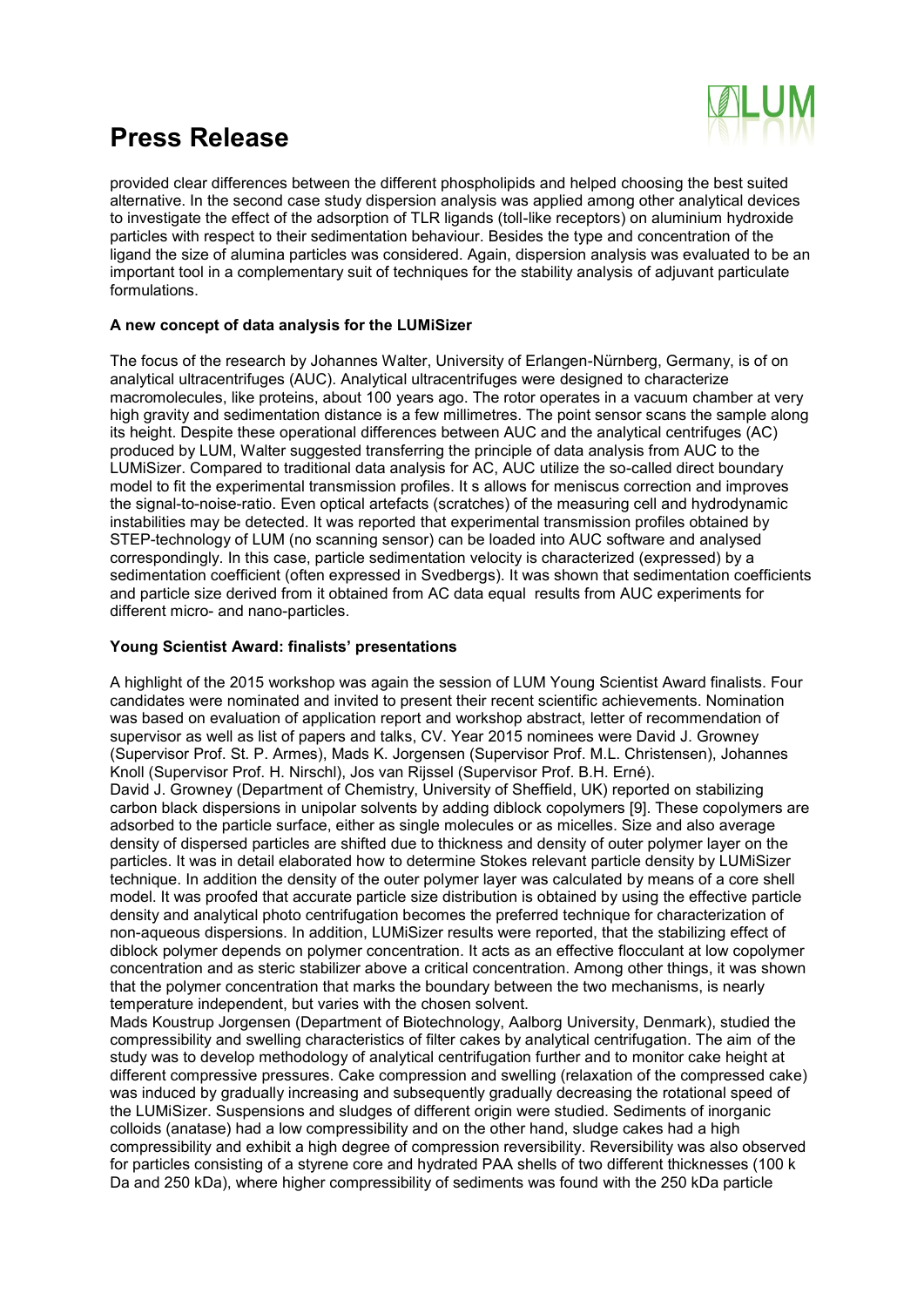# Press Release

provided clear differences between the different phospholipids and helped choosing the best suited alternative. In the second case study dispersion analysis was applied among other analytical devices to investigate the effect of the adsorption of TLR ligands (toll-like receptors) on aluminium hydroxide particles with respect to their sedimentation behaviour. Besides the type and concentration of the ligand the size of alumina particles was considered. Again, dispersion analysis was evaluated to be an important tool in a complementary suit of techniques for the stability analysis of adjuvant particulate formulations.

**A new concept of data analysis for the LUMiSizer**

The focus of the research by Johannes Walter, University of Erlangen-Nürnberg, Germany, is of on analytical ultracentrifuges (AUC). Analytical ultracentrifuges were designed to characterize macromolecules, like proteins, about 100 years ago. The rotor operates in a vacuum chamber at very high gravity and sedimentation distance is a few millimetres. The point sensor scans the sample along its height. Despite these operational differences between AUC and the analytical centrifuges (AC) produced by LUM, Walter suggested transferring the principle of data analysis from AUC to the LUMiSizer. Compared to traditional data analysis for AC, AUC utilize the so-called direct boundary model to fit the experimental transmission profiles. It s allows for meniscus correction and improves the signal-to-noise-ratio. Even optical artefacts (scratches) of the measuring cell and hydrodynamic instabilities may be detected. It was reported that experimental transmission profiles obtained by STEP-technology of LUM (no scanning sensor) can be loaded into AUC software and analysed correspondingly. In this case, particle sedimentation velocity is characterized (expressed) by a sedimentation coefficient (often expressed in Svedbergs). It was shown that sedimentation coefficients and particle size derived from it obtained from AC data equal results from AUC experiments for different micro- and nano-particles.

**Young Scientist Award: finalists' presentations**

A highlight of the 2015 workshop was again the session of LUM Young Scientist Award finalists. Four candidates were nominated and invited to present their recent scientific achievements. Nomination was based on evaluation of application report and workshop abstract, letter of recommendation of supervisor as well as list of papers and talks, CV. Year 2015 nominees were David J. Growney (Supervisor Prof. St. P. Armes), Mads K. Jorgensen (Supervisor Prof. M.L. Christensen), Johannes Knoll (Supervisor Prof. H. Nirschl), Jos van Rijssel (Supervisor Prof. B.H. Erné).

David J. Growney (Department of Chemistry, University of Sheffield, UK) reported on stabilizing carbon black dispersions in unipolar solvents by adding diblock copolymers [9]. These copolymers are adsorbed to the particle surface, either as single molecules or as micelles. Size and also average density of dispersed particles are shifted due to thickness and density of outer polymer layer on the particles. It was in detail elaborated how to determine Stokes relevant particle density by LUMiSizer technique. In addition the density of the outer polymer layer was calculated by means of a core shell model. It was proofed that accurate particle size distribution is obtained by using the effective particle density and analytical photo centrifugation becomes the preferred technique for characterization of non-aqueous dispersions. In addition, LUMiSizer results were reported, that the stabilizing effect of diblock polymer depends on polymer concentration. It acts as an effective flocculant at low copolymer concentration and as steric stabilizer above a critical concentration. Among other things, it was shown that the polymer concentration that marks the boundary between the two mechanisms, is nearly temperature independent, but varies with the chosen solvent.

Mads Koustrup Jorgensen (Department of Biotechnology, Aalborg University, Denmark), studied the compressibility and swelling characteristics of filter cakes by analytical centrifugation. The aim of the study was to develop methodology of analytical centrifugation further and to monitor cake height at different compressive pressures. Cake compression and swelling (relaxation of the compressed cake) was induced by gradually increasing and subsequently gradually decreasing the rotational speed of the LUMiSizer. Suspensions and sludges of different origin were studied. Sediments of inorganic colloids (anatase) had a low compressibility and on the other hand, sludge cakes had a high compressibility and exhibit a high degree of compression reversibility. Reversibility was also observed for particles consisting of a styrene core and hydrated PAA shells of two different thicknesses (100 k Da and 250 kDa), where higher compressibility of sediments was found with the 250 kDa particle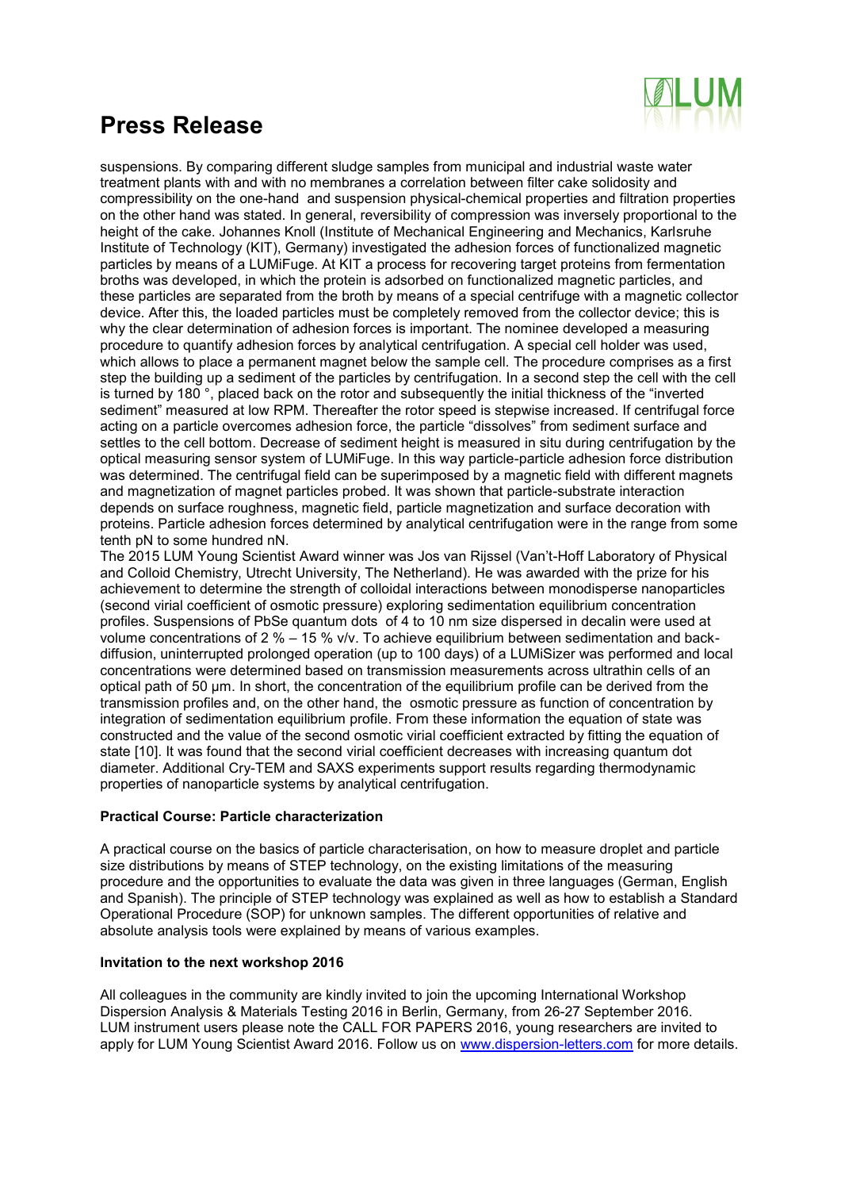suspensions. By comparing different sludge samples from municipal and industrial waste water treatment plants with and with no membranes a correlation between filter cake solidosity and compressibility on the one-hand and suspension physical-chemical properties and filtration properties on the other hand was stated. In general, reversibility of compression was inversely proportional to the height of the cake. Johannes Knoll (Institute of Mechanical Engineering and Mechanics, Karlsruhe Institute of Technology (KIT), Germany) investigated the adhesion forces of functionalized magnetic particles by means of a LUMiFuge. At KIT a process for recovering target proteins from fermentation broths was developed, in which the protein is adsorbed on functionalized magnetic particles, and these particles are separated from the broth by means of a special centrifuge with a magnetic collector device. After this, the loaded particles must be completely removed from the collector device; this is why the clear determination of adhesion forces is important. The nominee developed a measuring procedure to quantify adhesion forces by analytical centrifugation. A special cell holder was used, which allows to place a permanent magnet below the sample cell. The procedure comprises as a first step the building up a sediment of the particles by centrifugation. In a second step the cell with the cell is turned by 180 °, placed back on the rotor and subsequently the initial thickness of the "inverted sediment" measured at low RPM. Thereafter the rotor speed is stepwise increased. If centrifugal force acting on a particle overcomes adhesion force, the particle "dissolves" from sediment surface and settles to the cell bottom. Decrease of sediment height is measured in situ during centrifugation by the optical measuring sensor system of LUMiFuge. In this way particle-particle adhesion force distribution was determined. The centrifugal field can be superimposed by a magnetic field with different magnets and magnetization of magnet particles probed. It was shown that particle-substrate interaction depends on surface roughness, magnetic field, particle magnetization and surface decoration with proteins. Particle adhesion forces determined by analytical centrifugation were in the range from some tenth pN to some hundred nN.

The 2015 LUM Young Scientist Award winner was Jos van Rijssel (Van't-Hoff Laboratory of Physical and Colloid Chemistry, Utrecht University, The Netherland). He was awarded with the prize for his achievement to determine the strength of colloidal interactions between monodisperse nanoparticles (second virial coefficient of osmotic pressure) exploring sedimentation equilibrium concentration profiles. Suspensions of PbSe quantum dots of 4 to 10 nm size dispersed in decalin were used at volume concentrations of 2 % – 15 % v/v. To achieve equilibrium between sedimentation and back-diffusion, uninterrupted prolonged operation (up to 100 days) of a LUMiSizer was performed and local concentrations were determined based on transmission measurements across ultrathin cells of an optical path of 50 µm. In short, the concentration of the equilibrium profile can be derived from the transmission profiles and, on the other hand, the osmotic pressure as function of concentration by integration of sedimentation equilibrium profile. From these information the equation of state was constructed and the value of the second osmotic virial coefficient extracted by fitting the equation of state [10]. It was found that the second virial coefficient decreases with increasing quantum dot diameter. Additional Cry-TEM and SAXS experiments support results regarding thermodynamic properties of nanoparticle systems by analytical centrifugation.

**Practical Course: Particle characterization**

A practical course on the basics of particle characterisation, on how to measure droplet and particle size distributions by means of STEP technology, on the existing limitations of the measuring procedure and the opportunities to evaluate the data was given in three languages (German, English and Spanish). The principle of STEP technology was explained as well as how to establish a Standard Operational Procedure (SOP) for unknown samples. The different opportunities of relative and absolute analysis tools were explained by means of various examples.

**Invitation to the next workshop 2016**

All colleagues in the community are kindly invited to join the upcoming International Workshop Dispersion Analysis & Materials Testing 2016 in Berlin, Germany, from 26-27 September 2016. LUM instrument users please note the CALL FOR PAPERS 2016, young researchers are invited to apply for LUM Young Scientist Award 2016. Follow us on www.dispersion-letters.com for more details.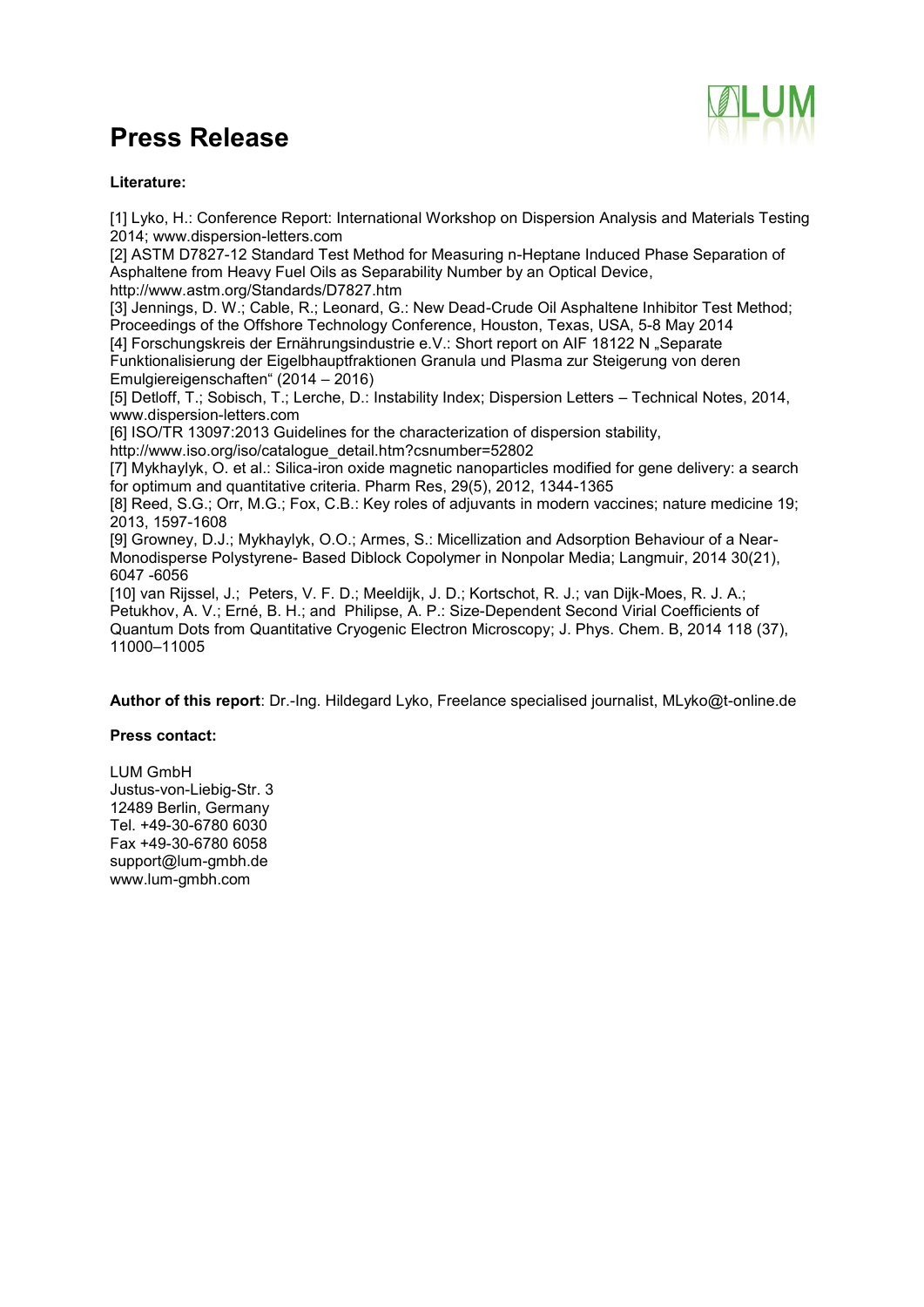# Press Release

**Literature:**

[1] Lyko, H.: Conference Report: International Workshop on Dispersion Analysis and Materials Testing 2014; www.dispersion-letters.com

[2] ASTM D7827-12 Standard Test Method for Measuring n-Heptane Induced Phase Separation of Asphaltene from Heavy Fuel Oils as Separability Number by an Optical Device, http://www.astm.org/Standards/D7827.htm

[3] Jennings, D. W.; Cable, R.; Leonard, G.: New Dead-Crude Oil Asphaltene Inhibitor Test Method; Proceedings of the Offshore Technology Conference, Houston, Texas, USA, 5-8 May 2014

[4] Forschungskreis der Ernährungsindustrie e.V.: Short report on AIF 18122 N „Separate Funktionalisierung der Eigelbhauptfraktionen Granula und Plasma zur Steigerung von deren Emulgiereigenschaften“ (2014 – 2016)

[5] Detloff, T.; Sobisch, T.; Lerche, D.: Instability Index; Dispersion Letters – Technical Notes, 2014, www.dispersion-letters.com

[6] ISO/TR 13097:2013 Guidelines for the characterization of dispersion stability, http://www.iso.org/iso/catalogue_detail.htm?csnumber=52802

[7] Mykhaylyk, O. et al.: Silica-iron oxide magnetic nanoparticles modified for gene delivery: a search for optimum and quantitative criteria. Pharm Res, 29(5), 2012, 1344-1365

[8] Reed, S.G.; Orr, M.G.; Fox, C.B.: Key roles of adjuvants in modern vaccines; nature medicine 19; 2013, 1597-1608

[9] Growney, D.J.; Mykhaylyk, O.O.; Armes, S.: Micellization and Adsorption Behaviour of a Near-Monodisperse Polystyrene- Based Diblock Copolymer in Nonpolar Media; Langmuir, 2014 30(21), 6047 -6056

[10] van Rijssel, J.; Peters, V. F. D.; Meeldijk, J. D.; Kortschot, R. J.; van Dijk-Moes, R. J. A.; Petukhov, A. V.; Erné, B. H.; and Philipse, A. P.: Size-Dependent Second Virial Coefficients of Quantum Dots from Quantitative Cryogenic Electron Microscopy; J. Phys. Chem. B, 2014 118 (37), 11000–11005

**Author of this report**: Dr.-Ing. Hildegard Lyko, Freelance specialised journalist, MLyko@t-online.de

**Press contact:**

LUM GmbH
Justus-von-Liebig-Str. 3
12489 Berlin, Germany
Tel. +49-30-6780 6030
Fax +49-30-6780 6058
support@lum-gmbh.de
www.lum-gmbh.com